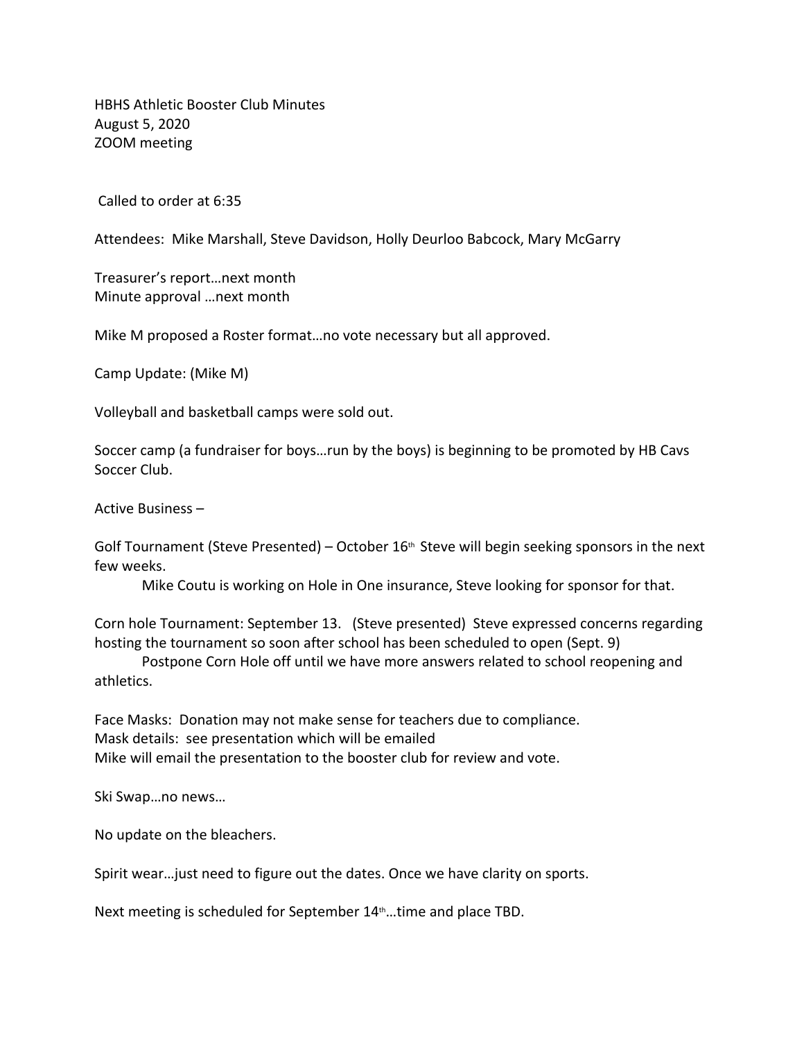HBHS Athletic Booster Club Minutes
August 5, 2020
ZOOM meeting

Called to order at 6:35

Attendees: Mike Marshall, Steve Davidson, Holly Deurloo Babcock, Mary McGarry

Treasurer's report…next month
Minute approval …next month

Mike M proposed a Roster format…no vote necessary but all approved.

Camp Update: (Mike M)

Volleyball and basketball camps were sold out.

Soccer camp (a fundraiser for boys…run by the boys) is beginning to be promoted by HB Cavs Soccer Club.

Active Business –

Golf Tournament (Steve Presented) – October 16th Steve will begin seeking sponsors in the next few weeks.

Mike Coutu is working on Hole in One insurance, Steve looking for sponsor for that.

Corn hole Tournament: September 13. (Steve presented) Steve expressed concerns regarding hosting the tournament so soon after school has been scheduled to open (Sept. 9)

Postpone Corn Hole off until we have more answers related to school reopening and athletics.

Face Masks: Donation may not make sense for teachers due to compliance.
Mask details: see presentation which will be emailed
Mike will email the presentation to the booster club for review and vote.

Ski Swap…no news…

No update on the bleachers.

Spirit wear…just need to figure out the dates. Once we have clarity on sports.

Next meeting is scheduled for September 14th…time and place TBD.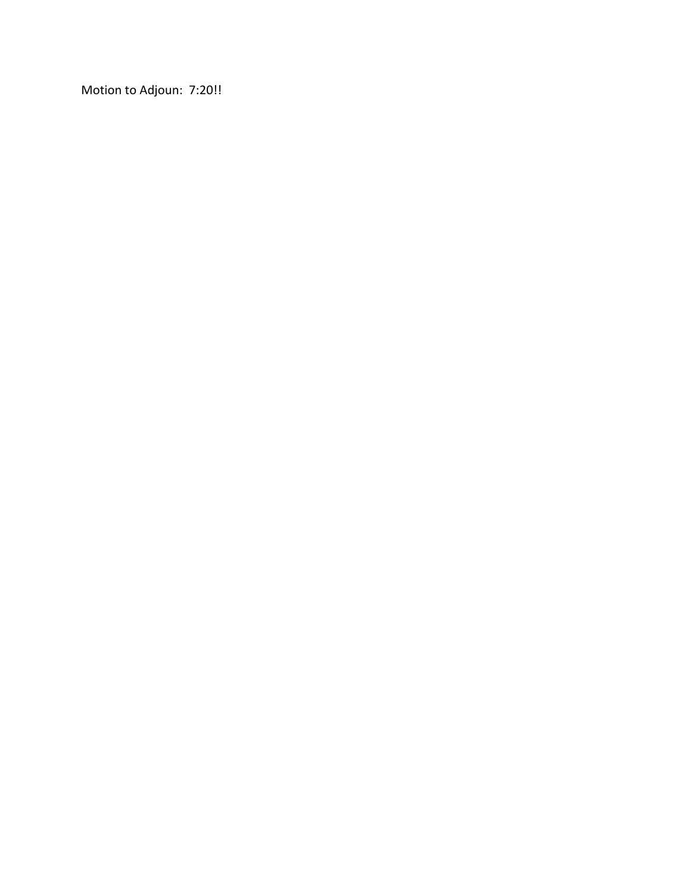Motion to Adjoun:  7:20!!